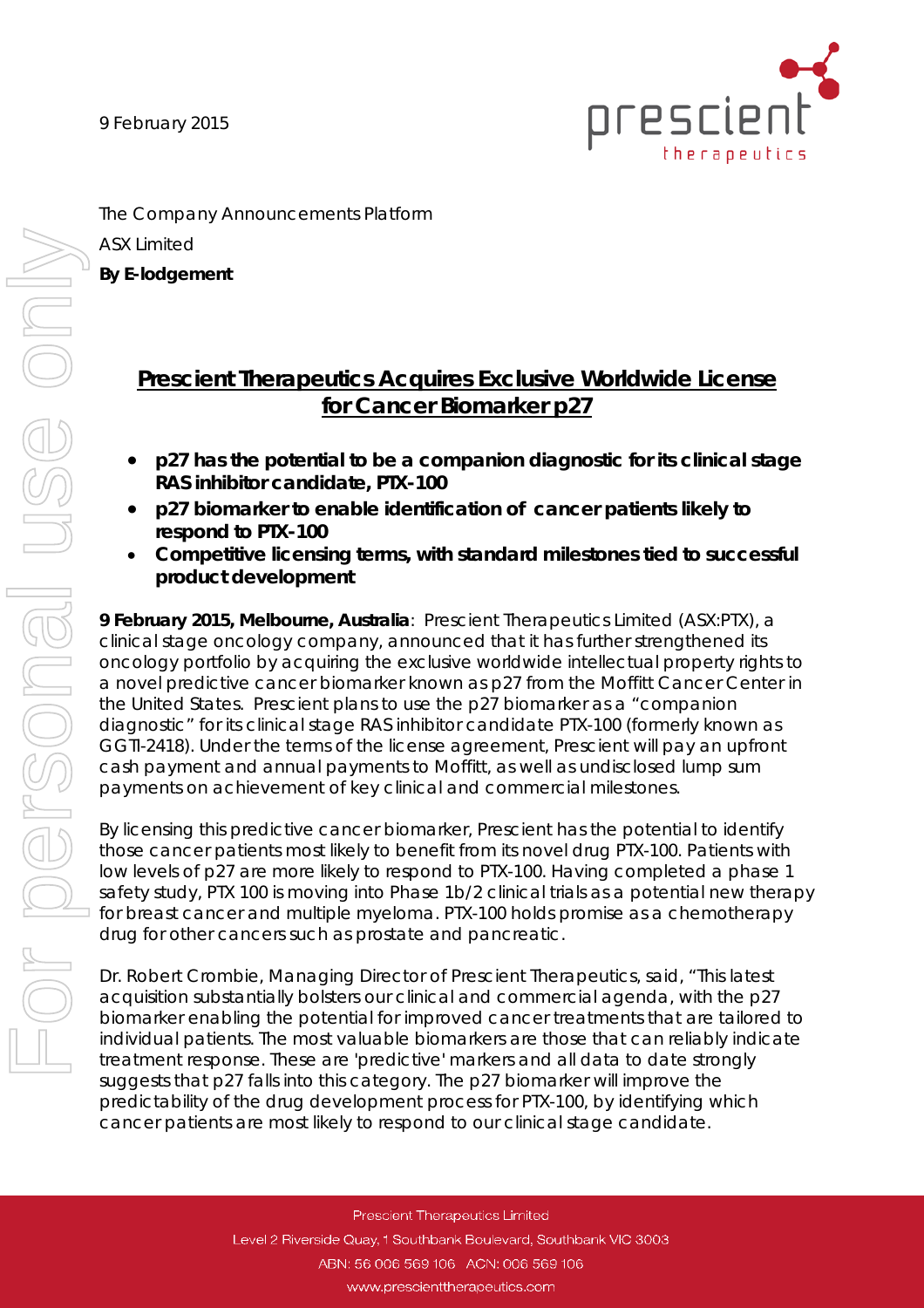9 February 2015

The Company Announcements Platform

ASX Limited

**By E-lodgement**

# Prescient Therapeutics Acquires Exclusive Worldwide License for Cancer Biomarker p27

- **p27 has the potential to be a companion diagnostic for its clinical stage RAS inhibitor candidate, PTX-100**
- **p27 biomarker to enable identification of cancer patients likely to respond to PTX-100**
- **Competitive licensing terms, with standard milestones tied to successful product development**

**9 February 2015, Melbourne, Australia**: Prescient Therapeutics Limited (ASX:PTX), a clinical stage oncology company, announced that it has further strengthened its oncology portfolio by acquiring the exclusive worldwide intellectual property rights to a novel predictive cancer biomarker known as p27 from the Moffitt Cancer Center in the United States. Prescient plans to use the p27 biomarker as a "companion diagnostic" for its clinical stage RAS inhibitor candidate PTX-100 (formerly known as GGTI-2418). Under the terms of the license agreement, Prescient will pay an upfront cash payment and annual payments to Moffitt, as well as undisclosed lump sum payments on achievement of key clinical and commercial milestones.

By licensing this predictive cancer biomarker, Prescient has the potential to identify those cancer patients most likely to benefit from its novel drug PTX-100. Patients with low levels of p27 are more likely to respond to PTX-100. Having completed a phase 1 safety study, PTX 100 is moving into Phase 1b/2 clinical trials as a potential new therapy for breast cancer and multiple myeloma. PTX-100 holds promise as a chemotherapy drug for other cancers such as prostate and pancreatic.

Dr. Robert Crombie, Managing Director of Prescient Therapeutics, said, "This latest acquisition substantially bolsters our clinical and commercial agenda, with the p27 biomarker enabling the potential for improved cancer treatments that are tailored to individual patients. The most valuable biomarkers are those that can reliably indicate treatment response. These are 'predictive' markers and all data to date strongly suggests that p27 falls into this category. The p27 biomarker will improve the predictability of the drug development process for PTX-100, by identifying which cancer patients are most likely to respond to our clinical stage candidate.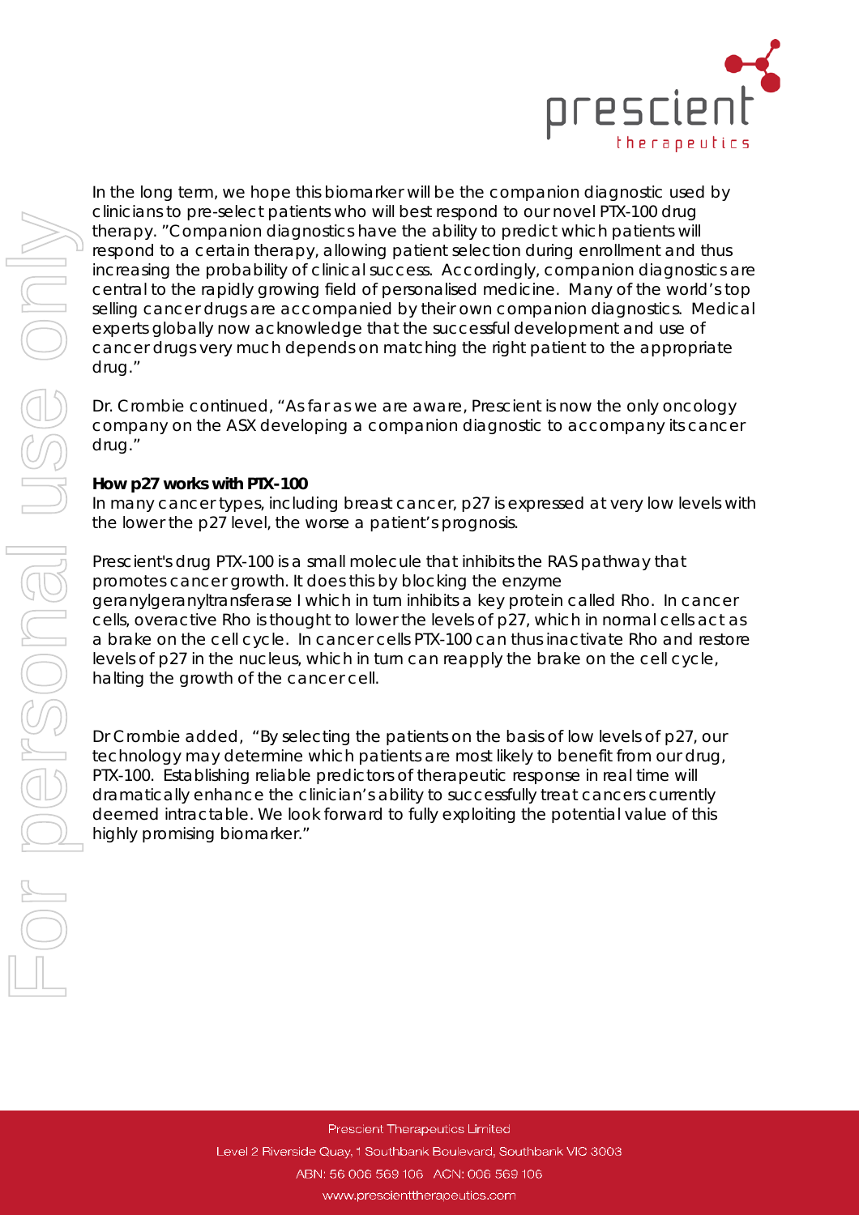In the long term, we hope this biomarker will be the companion diagnostic used by clinicians to pre-select patients who will best respond to our novel PTX-100 drug therapy. "Companion diagnostics have the ability to predict which patients will respond to a certain therapy, allowing patient selection during enrollment and thus increasing the probability of clinical success. Accordingly, companion diagnostics are central to the rapidly growing field of personalised medicine. Many of the world's top selling cancer drugs are accompanied by their own companion diagnostics. Medical experts globally now acknowledge that the successful development and use of cancer drugs very much depends on matching the right patient to the appropriate drug."

Dr. Crombie continued, "As far as we are aware, Prescient is now the only oncology company on the ASX developing a companion diagnostic to accompany its cancer drug."

**How p27 works with PTX-100**

In many cancer types, including breast cancer, p27 is expressed at very low levels with the lower the p27 level, the worse a patient's prognosis.

Prescient's drug PTX-100 is a small molecule that inhibits the RAS pathway that promotes cancer growth. It does this by blocking the enzyme geranylgeranyltransferase I which in turn inhibits a key protein called Rho. In cancer cells, overactive Rho is thought to lower the levels of p27, which in normal cells act as a brake on the cell cycle. In cancer cells PTX-100 can thus inactivate Rho and restore levels of p27 in the nucleus, which in turn can reapply the brake on the cell cycle, halting the growth of the cancer cell.

Dr Crombie added, "By selecting the patients on the basis of low levels of p27, our technology may determine which patients are most likely to benefit from our drug, PTX-100. Establishing reliable predictors of therapeutic response in real time will dramatically enhance the clinician's ability to successfully treat cancers currently deemed intractable. We look forward to fully exploiting the potential value of this highly promising biomarker."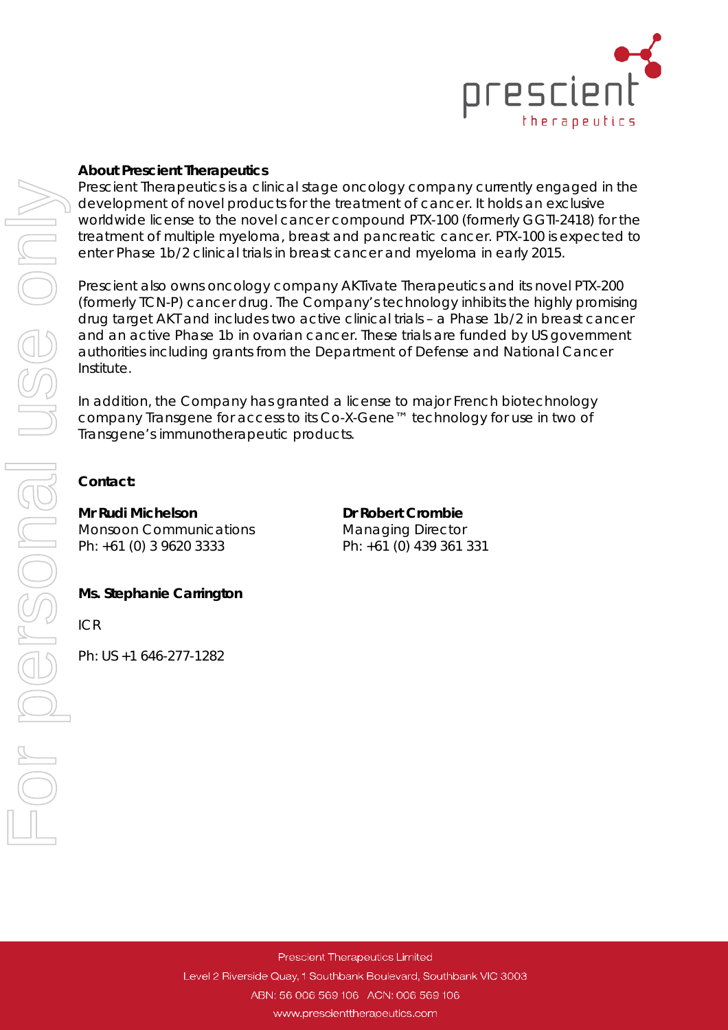**About Prescient Therapeutics**

Prescient Therapeutics is a clinical stage oncology company currently engaged in the development of novel products for the treatment of cancer. It holds an exclusive worldwide license to the novel cancer compound PTX-100 (formerly GGTI-2418) for the treatment of multiple myeloma, breast and pancreatic cancer. PTX-100 is expected to enter Phase 1b/2 clinical trials in breast cancer and myeloma in early 2015.

Prescient also owns oncology company AKTivate Therapeutics and its novel PTX-200 (formerly TCN-P) cancer drug. The Company's technology inhibits the highly promising drug target AKT and includes two active clinical trials – a Phase 1b/2 in breast cancer and an active Phase 1b in ovarian cancer. These trials are funded by US government authorities including grants from the Department of Defense and National Cancer Institute.

In addition, the Company has granted a license to major French biotechnology company Transgene for access to its Co-X-Gene™ technology for use in two of Transgene's immunotherapeutic products.

**Contact:**

**Mr Rudi Michelson**
Monsoon Communications
Ph: +61 (0) 3 9620 3333

**Dr Robert Crombie**
Managing Director
Ph: +61 (0) 439 361 331

**Ms. Stephanie Carrington**

ICR

Ph: US +1 646-277-1282